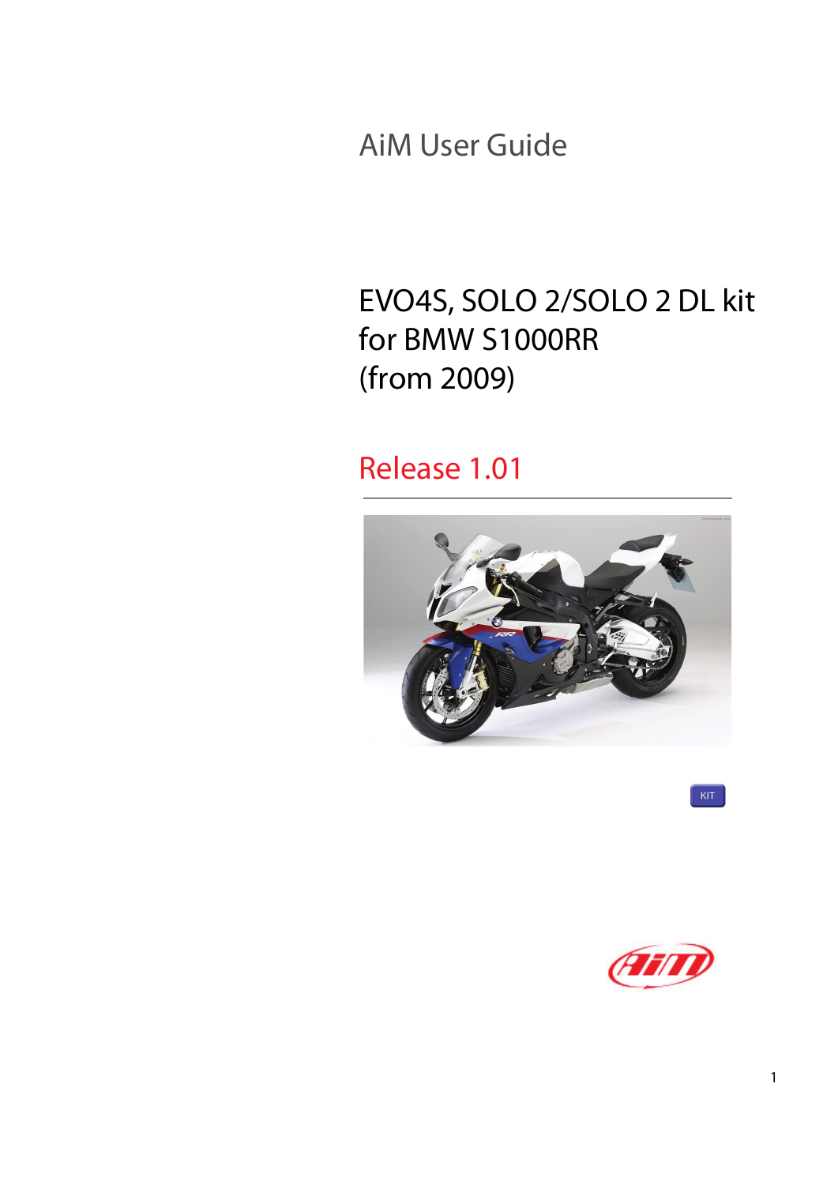AiM User Guide

# EVO4S, SOLO 2/SOLO 2 DL kit for BMW S1000RR (from 2009)

## Release 1.01

KIT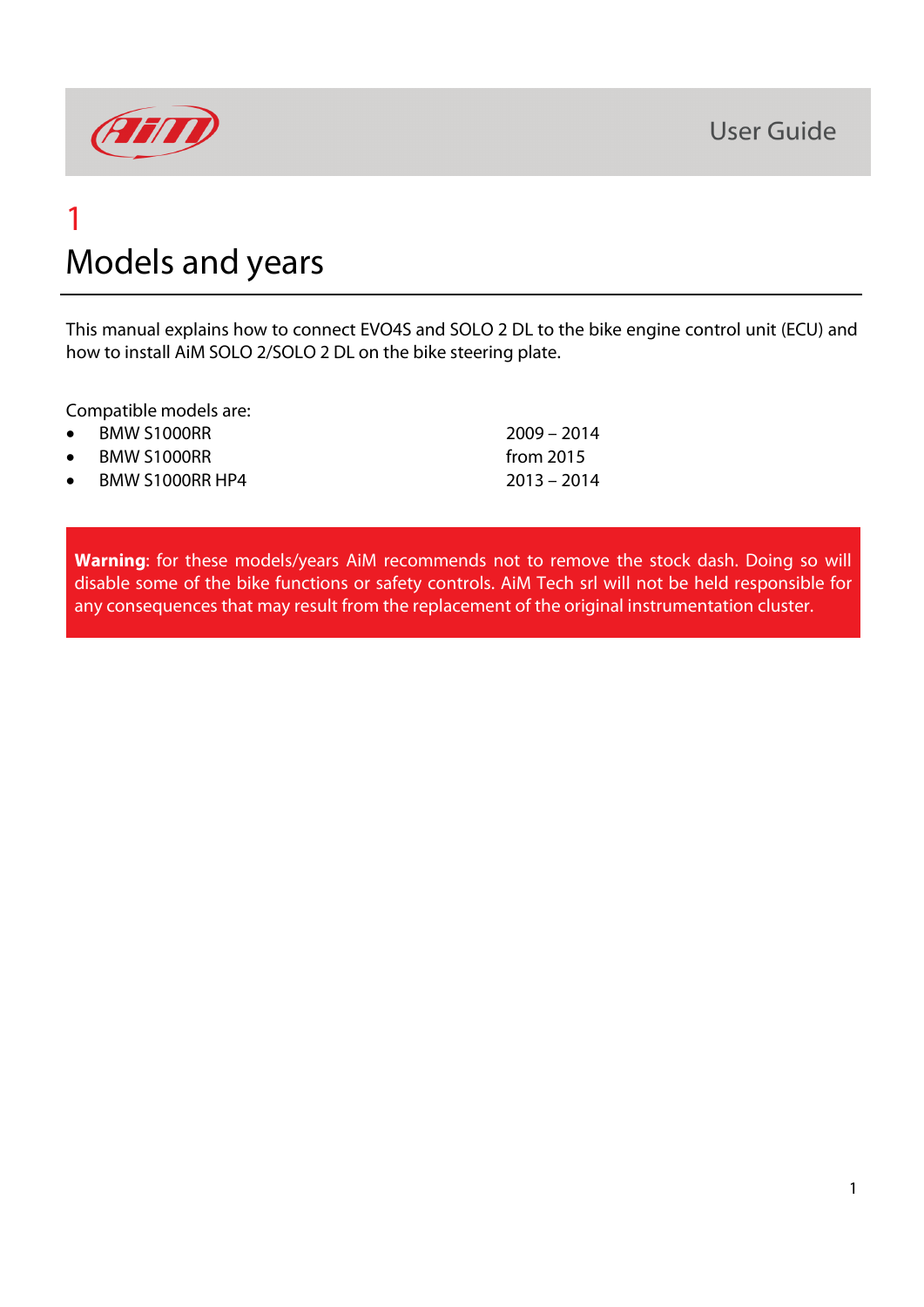# 1 Models and years

This manual explains how to connect EVO4S and SOLO 2 DL to the bike engine control unit (ECU) and how to install AiM SOLO 2/SOLO 2 DL on the bike steering plate.

Compatible models are:

| Model | Years |
|---|---|
| BMW S1000RR | 2009 – 2014 |
| BMW S1000RR | from 2015 |
| BMW S1000RR HP4 | 2013 – 2014 |

**Warning**: for these models/years AiM recommends not to remove the stock dash. Doing so will disable some of the bike functions or safety controls. AiM Tech srl will not be held responsible for any consequences that may result from the replacement of the original instrumentation cluster.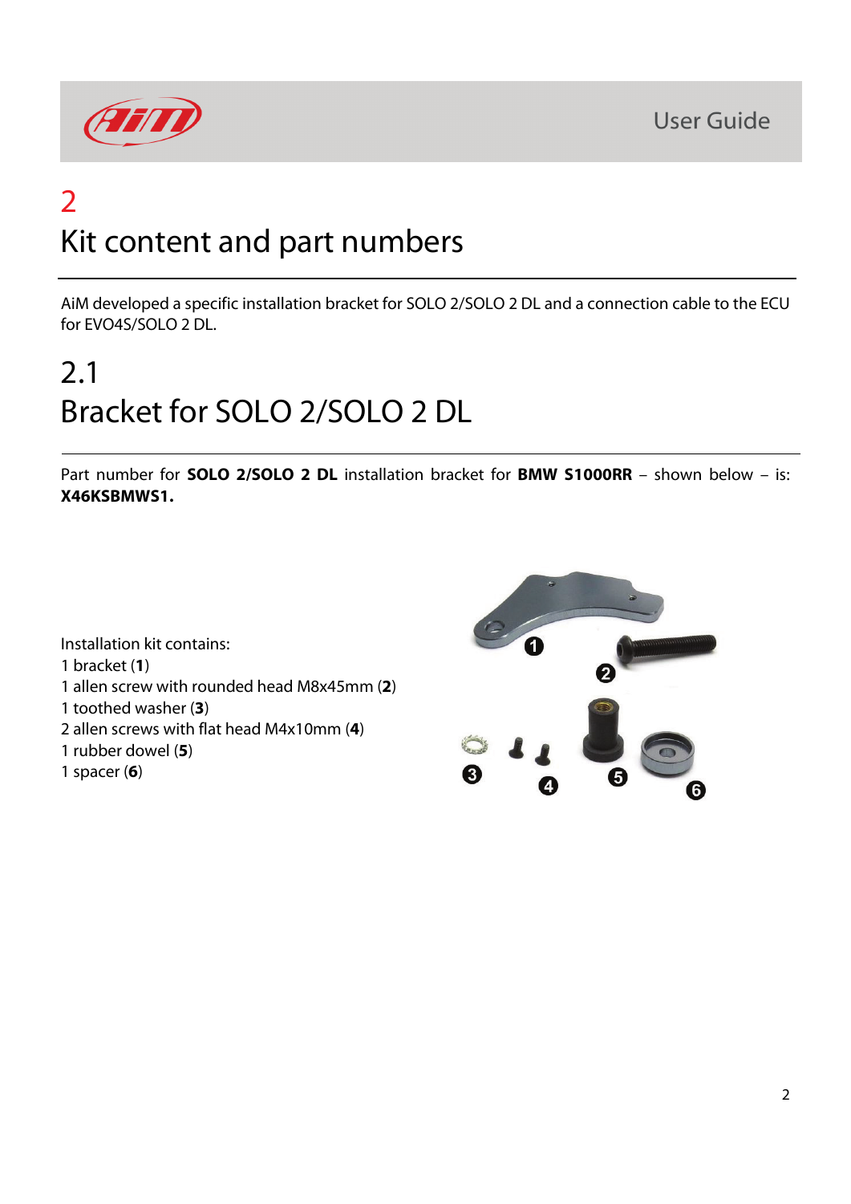# 2
# Kit content and part numbers

AiM developed a specific installation bracket for SOLO 2/SOLO 2 DL and a connection cable to the ECU for EVO4S/SOLO 2 DL.

## 2.1
## Bracket for SOLO 2/SOLO 2 DL

Part number for **SOLO 2/SOLO 2 DL** installation bracket for **BMW S1000RR** – shown below – is: **X46KSBMWS1.**

Installation kit contains:
1 bracket (**1**)
1 allen screw with rounded head M8x45mm (**2**)
1 toothed washer (**3**)
2 allen screws with flat head M4x10mm (**4**)
1 rubber dowel (**5**)
1 spacer (**6**)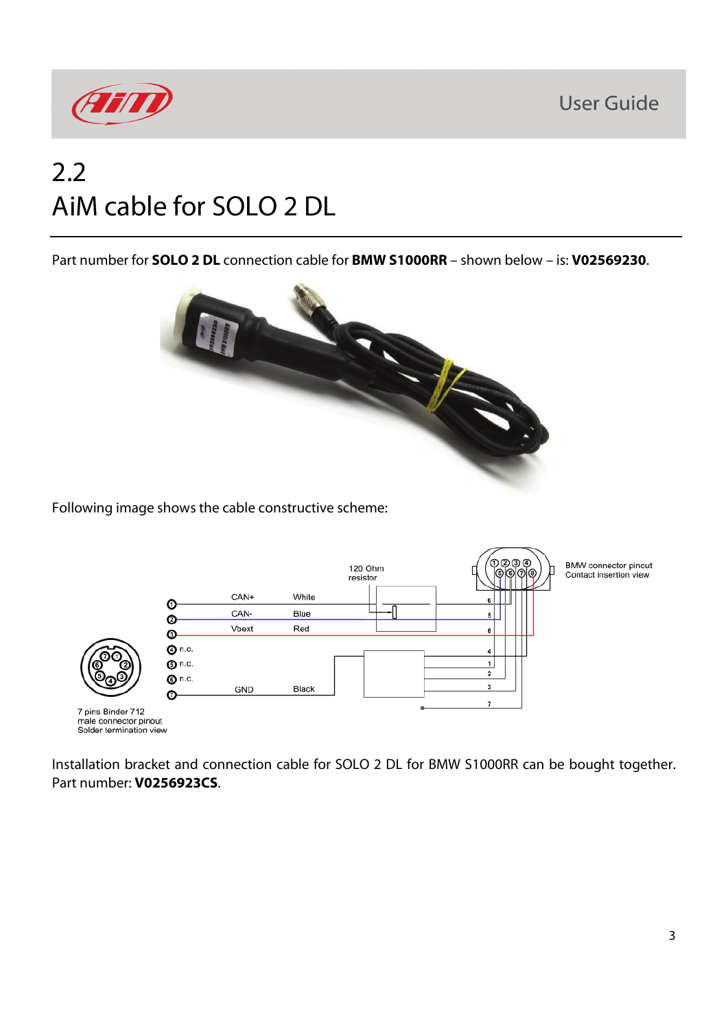## 2.2 AiM cable for SOLO 2 DL

Part number for **SOLO 2 DL** connection cable for **BMW S1000RR** – shown below – is: **V02569230**.

Following image shows the cable constructive scheme:

Installation bracket and connection cable for SOLO 2 DL for BMW S1000RR can be bought together. Part number: **V0256923CS**.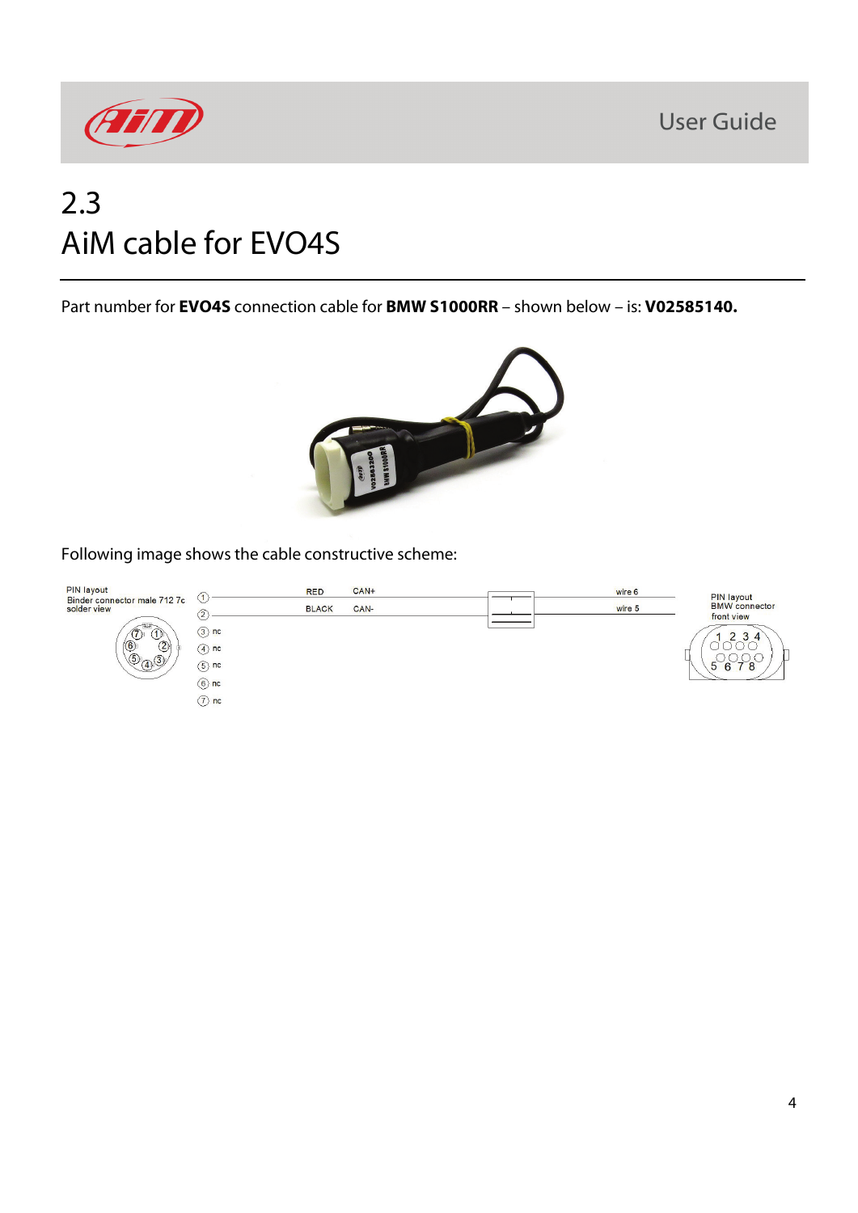## 2.3 AiM cable for EVO4S

Part number for **EVO4S** connection cable for **BMW S1000RR** – shown below – is: **V02585140.**

Following image shows the cable constructive scheme:

PIN layout
Binder connector male 712 7c
solder view

| Pin | Wire | Signal | BMW connector |
|---|---|---|---|
| 1 | RED | CAN+ | wire 6 |
| 2 | BLACK | CAN- | wire 5 |
| 3 | nc | | |
| 4 | nc | | |
| 5 | nc | | |
| 6 | nc | | |
| 7 | nc | | |

PIN layout
BMW connector
front view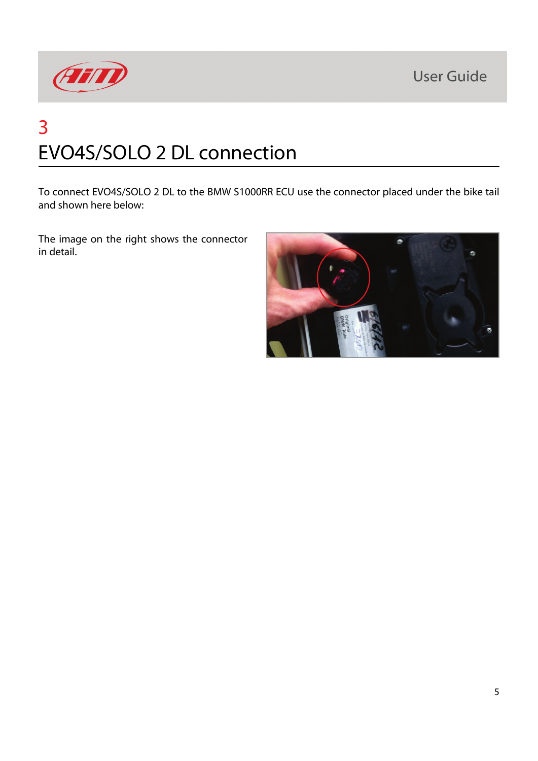# 3 EVO4S/SOLO 2 DL connection

To connect EVO4S/SOLO 2 DL to the BMW S1000RR ECU use the connector placed under the bike tail and shown here below:

The image on the right shows the connector in detail.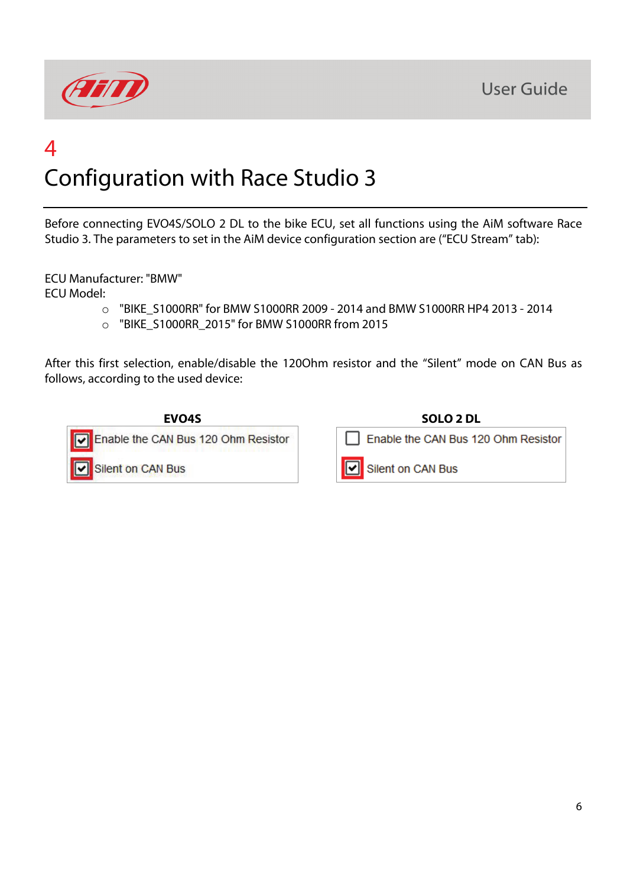# 4

# Configuration with Race Studio 3

Before connecting EVO4S/SOLO 2 DL to the bike ECU, set all functions using the AiM software Race Studio 3. The parameters to set in the AiM device configuration section are ("ECU Stream" tab):

ECU Manufacturer: "BMW"
ECU Model:

- "BIKE_S1000RR" for BMW S1000RR 2009 - 2014 and BMW S1000RR HP4 2013 - 2014
- "BIKE_S1000RR_2015" for BMW S1000RR from 2015

After this first selection, enable/disable the 120Ohm resistor and the "Silent" mode on CAN Bus as follows, according to the used device:

| | EVO4S | SOLO 2 DL |
|---|---|---|
| Enable the CAN Bus 120 Ohm Resistor | ☑ | ☐ |
| Silent on CAN Bus | ☑ | ☑ |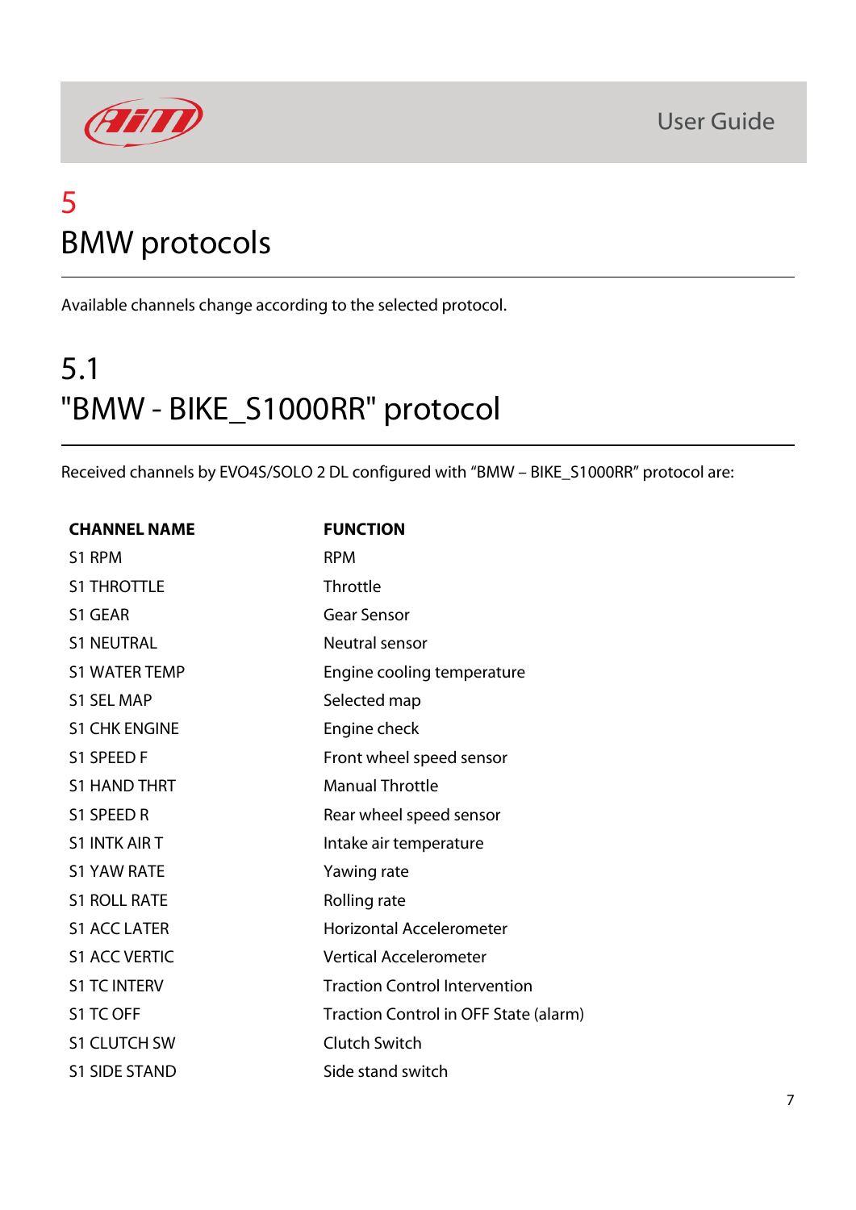# 5 BMW protocols

Available channels change according to the selected protocol.

## 5.1 "BMW - BIKE_S1000RR" protocol

Received channels by EVO4S/SOLO 2 DL configured with “BMW – BIKE_S1000RR” protocol are:

| CHANNEL NAME | FUNCTION |
|---|---|
| S1 RPM | RPM |
| S1 THROTTLE | Throttle |
| S1 GEAR | Gear Sensor |
| S1 NEUTRAL | Neutral sensor |
| S1 WATER TEMP | Engine cooling temperature |
| S1 SEL MAP | Selected map |
| S1 CHK ENGINE | Engine check |
| S1 SPEED F | Front wheel speed sensor |
| S1 HAND THRT | Manual Throttle |
| S1 SPEED R | Rear wheel speed sensor |
| S1 INTK AIR T | Intake air temperature |
| S1 YAW RATE | Yawing rate |
| S1 ROLL RATE | Rolling rate |
| S1 ACC LATER | Horizontal Accelerometer |
| S1 ACC VERTIC | Vertical Accelerometer |
| S1 TC INTERV | Traction Control Intervention |
| S1 TC OFF | Traction Control in OFF State (alarm) |
| S1 CLUTCH SW | Clutch Switch |
| S1 SIDE STAND | Side stand switch |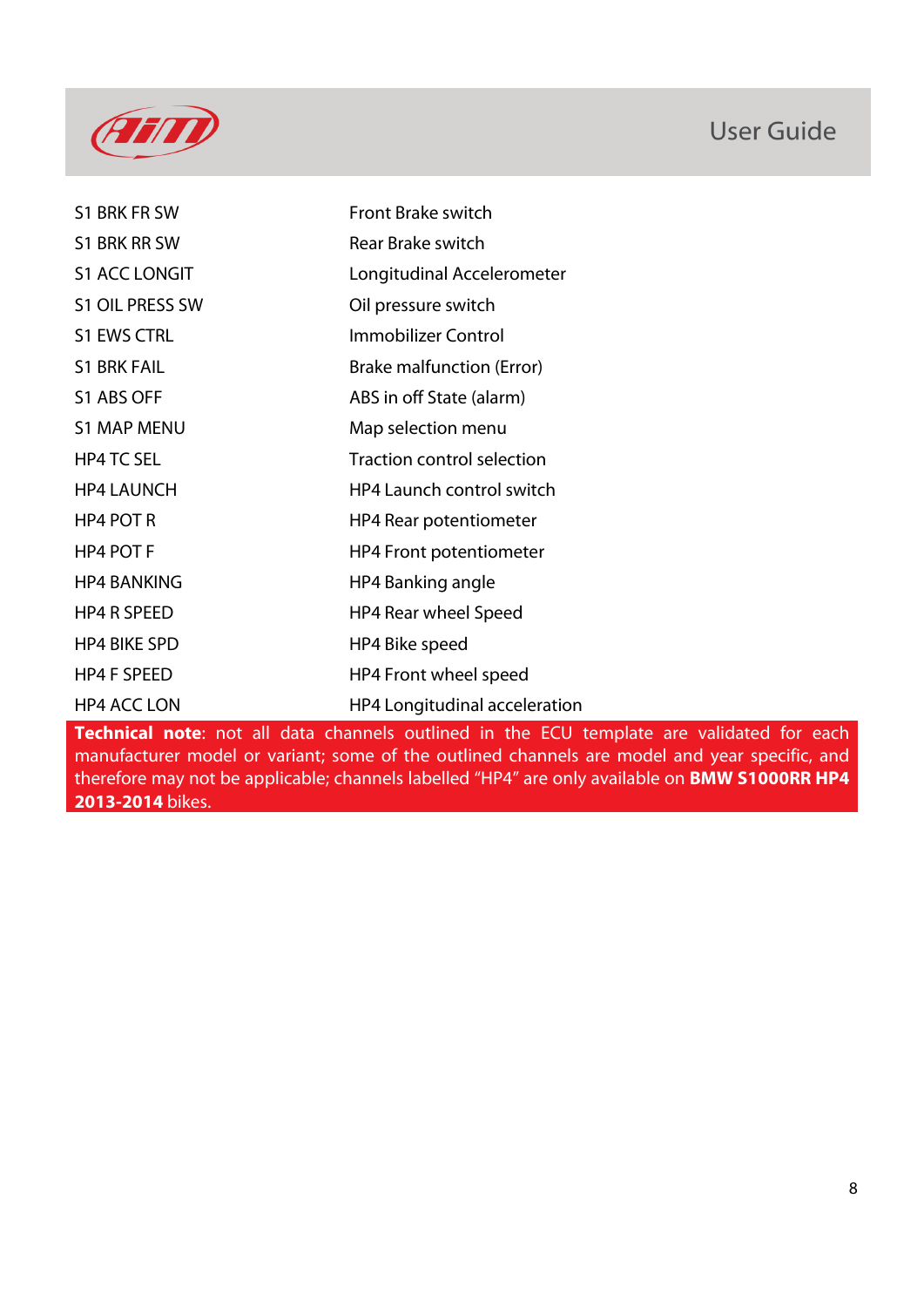| | |
|---|---|
| S1 BRK FR SW | Front Brake switch |
| S1 BRK RR SW | Rear Brake switch |
| S1 ACC LONGIT | Longitudinal Accelerometer |
| S1 OIL PRESS SW | Oil pressure switch |
| S1 EWS CTRL | Immobilizer Control |
| S1 BRK FAIL | Brake malfunction (Error) |
| S1 ABS OFF | ABS in off State (alarm) |
| S1 MAP MENU | Map selection menu |
| HP4 TC SEL | Traction control selection |
| HP4 LAUNCH | HP4 Launch control switch |
| HP4 POT R | HP4 Rear potentiometer |
| HP4 POT F | HP4 Front potentiometer |
| HP4 BANKING | HP4 Banking angle |
| HP4 R SPEED | HP4 Rear wheel Speed |
| HP4 BIKE SPD | HP4 Bike speed |
| HP4 F SPEED | HP4 Front wheel speed |
| HP4 ACC LON | HP4 Longitudinal acceleration |

**Technical note**: not all data channels outlined in the ECU template are validated for each manufacturer model or variant; some of the outlined channels are model and year specific, and therefore may not be applicable; channels labelled "HP4" are only available on **BMW S1000RR HP4 2013-2014** bikes.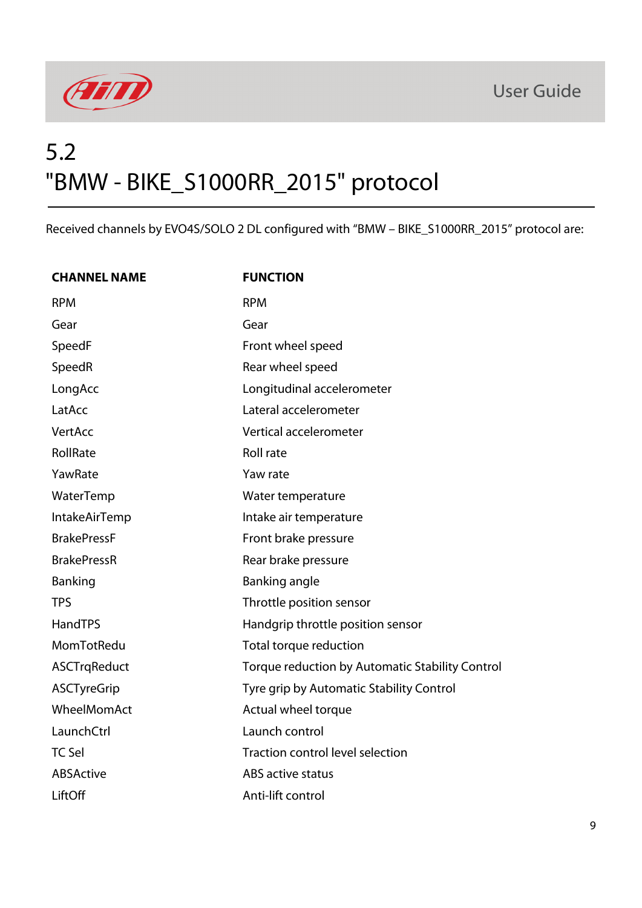## 5.2 "BMW - BIKE_S1000RR_2015" protocol

Received channels by EVO4S/SOLO 2 DL configured with "BMW – BIKE_S1000RR_2015" protocol are:

| CHANNEL NAME | FUNCTION |
|---|---|
| RPM | RPM |
| Gear | Gear |
| SpeedF | Front wheel speed |
| SpeedR | Rear wheel speed |
| LongAcc | Longitudinal accelerometer |
| LatAcc | Lateral accelerometer |
| VertAcc | Vertical accelerometer |
| RollRate | Roll rate |
| YawRate | Yaw rate |
| WaterTemp | Water temperature |
| IntakeAirTemp | Intake air temperature |
| BrakePressF | Front brake pressure |
| BrakePressR | Rear brake pressure |
| Banking | Banking angle |
| TPS | Throttle position sensor |
| HandTPS | Handgrip throttle position sensor |
| MomTotRedu | Total torque reduction |
| ASCTrqReduct | Torque reduction by Automatic Stability Control |
| ASCTyreGrip | Tyre grip by Automatic Stability Control |
| WheelMomAct | Actual wheel torque |
| LaunchCtrl | Launch control |
| TC Sel | Traction control level selection |
| ABSActive | ABS active status |
| LiftOff | Anti-lift control |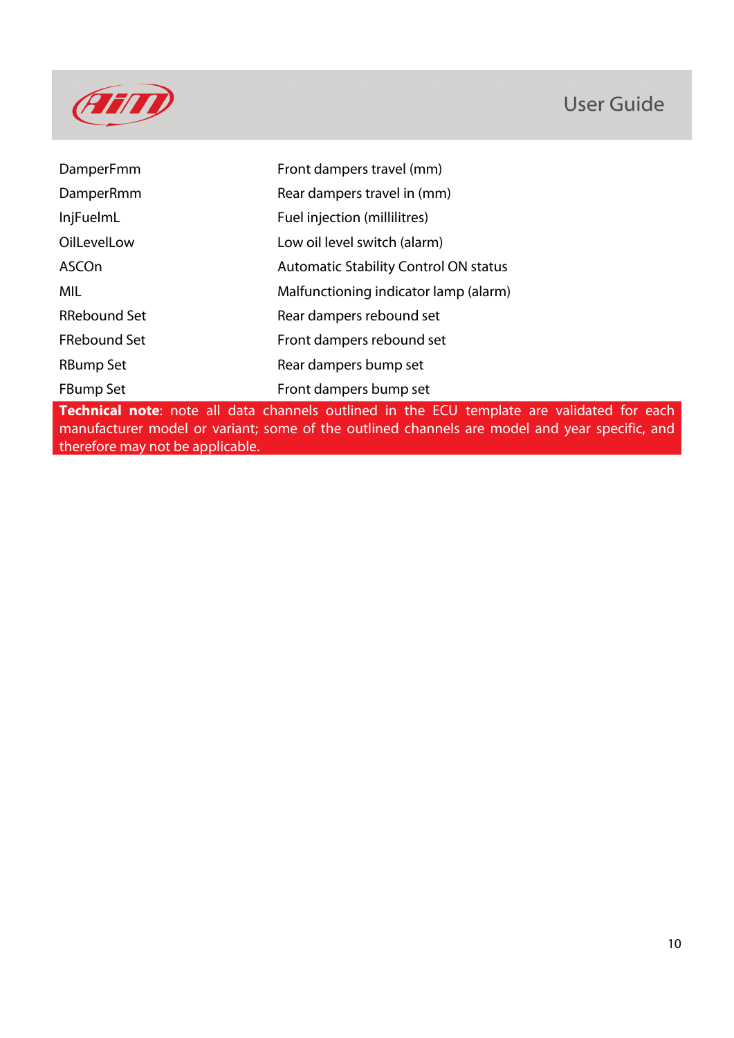| | |
|---|---|
| DamperFmm | Front dampers travel (mm) |
| DamperRmm | Rear dampers travel in (mm) |
| InjFuelmL | Fuel injection (millilitres) |
| OilLevelLow | Low oil level switch (alarm) |
| ASCOn | Automatic Stability Control ON status |
| MIL | Malfunctioning indicator lamp (alarm) |
| RRebound Set | Rear dampers rebound set |
| FRebound Set | Front dampers rebound set |
| RBump Set | Rear dampers bump set |
| FBump Set | Front dampers bump set |

**Technical note**: note all data channels outlined in the ECU template are validated for each manufacturer model or variant; some of the outlined channels are model and year specific, and therefore may not be applicable.